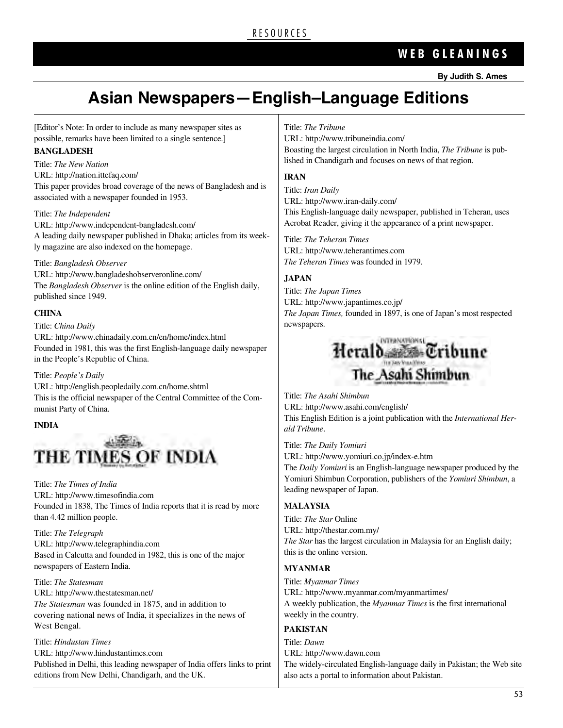# Asian Newspapers—English–Language Editions

**By Judith S. Ames**

[Editor's Note: In order to include as many newspaper sites as possible, remarks have been limited to a single sentence.]

**BANGLADESH**

Title: *The New Nation*
URL: http://nation.ittefaq.com/
This paper provides broad coverage of the news of Bangladesh and is associated with a newspaper founded in 1953.

Title: *The Independent*
URL: http://www.independent-bangladesh.com/
A leading daily newspaper published in Dhaka; articles from its weekly magazine are also indexed on the homepage.

Title: *Bangladesh Observer*
URL: http://www.bangladeshobserveronline.com/
The *Bangladesh Observer* is the online edition of the English daily, published since 1949.

**CHINA**

Title: *China Daily*
URL: http://www.chinadaily.com.cn/en/home/index.html
Founded in 1981, this was the first English-language daily newspaper in the People's Republic of China.

Title: *People's Daily*
URL: http://english.peopledaily.com.cn/home.shtml
This is the official newspaper of the Central Committee of the Communist Party of China.

**INDIA**

THE TIMES OF INDIA

Title: *The Times of India*
URL: http://www.timesofindia.com
Founded in 1838, The Times of India reports that it is read by more than 4.42 million people.

Title: *The Telegraph*
URL: http://www.telegraphindia.com
Based in Calcutta and founded in 1982, this is one of the major newspapers of Eastern India.

Title: *The Statesman*
URL: http://www.thestatesman.net/
*The Statesman* was founded in 1875, and in addition to covering national news of India, it specializes in the news of West Bengal.

Title: *Hindustan Times*
URL: http://www.hindustantimes.com
Published in Delhi, this leading newspaper of India offers links to print editions from New Delhi, Chandigarh, and the UK.

Title: *The Tribune*
URL: http://www.tribuneindia.com/
Boasting the largest circulation in North India, *The Tribune* is published in Chandigarh and focuses on news of that region.

**IRAN**

Title: *Iran Daily*
URL: http://www.iran-daily.com/
This English-language daily newspaper, published in Teheran, uses Acrobat Reader, giving it the appearance of a print newspaper.

Title: *The Teheran Times*
URL: http://www.teherantimes.com
*The Teheran Times* was founded in 1979.

**JAPAN**

Title: *The Japan Times*
URL: http://www.japantimes.co.jp/
*The Japan Times,* founded in 1897, is one of Japan's most respected newspapers.

International Herald Tribune
The Asahi Shimbun

Title: *The Asahi Shimbun*
URL: http://www.asahi.com/english/
This English Edition is a joint publication with the *International Herald Tribune*.

Title: *The Daily Yomiuri*
URL: http://www.yomiuri.co.jp/index-e.htm
The *Daily Yomiuri* is an English-language newspaper produced by the Yomiuri Shimbun Corporation, publishers of the *Yomiuri Shimbun*, a leading newspaper of Japan.

**MALAYSIA**

Title: *The Star* Online
URL: http://thestar.com.my/
*The Star* has the largest circulation in Malaysia for an English daily; this is the online version.

**MYANMAR**

Title: *Myanmar Times*
URL: http://www.myanmar.com/myanmartimes/
A weekly publication, the *Myanmar Times* is the first international weekly in the country.

**PAKISTAN**

Title: *Dawn*
URL: http://www.dawn.com
The widely-circulated English-language daily in Pakistan; the Web site also acts a portal to information about Pakistan.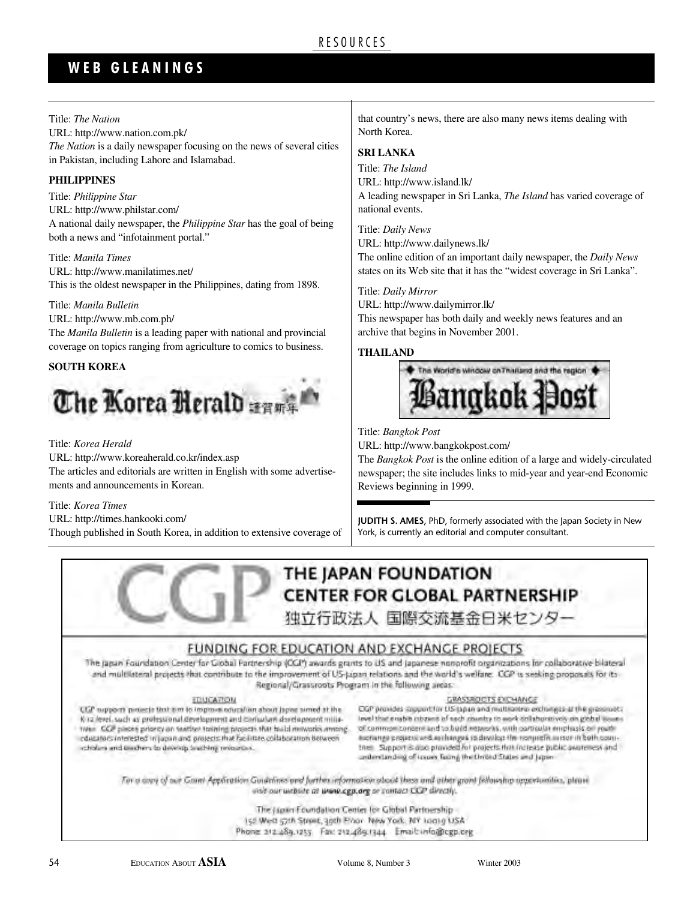RESOURCES

# WEB GLEANINGS

Title: *The Nation*
URL: http://www.nation.com.pk/
*The Nation* is a daily newspaper focusing on the news of several cities in Pakistan, including Lahore and Islamabad.

**PHILIPPINES**

Title: *Philippine Star*
URL: http://www.philstar.com/
A national daily newspaper, the *Philippine Star* has the goal of being both a news and "infotainment portal."

Title: *Manila Times*
URL: http://www.manilatimes.net/
This is the oldest newspaper in the Philippines, dating from 1898.

Title: *Manila Bulletin*
URL: http://www.mb.com.ph/
The *Manila Bulletin* is a leading paper with national and provincial coverage on topics ranging from agriculture to comics to business.

**SOUTH KOREA**

The Korea Herald

Title: *Korea Herald*
URL: http://www.koreaherald.co.kr/index.asp
The articles and editorials are written in English with some advertisements and announcements in Korean.

Title: *Korea Times*
URL: http://times.hankooki.com/
Though published in South Korea, in addition to extensive coverage of that country's news, there are also many news items dealing with North Korea.

**SRI LANKA**

Title: *The Island*
URL: http://www.island.lk/
A leading newspaper in Sri Lanka, *The Island* has varied coverage of national events.

Title: *Daily News*
URL: http://www.dailynews.lk/
The online edition of an important daily newspaper, the *Daily News* states on its Web site that it has the "widest coverage in Sri Lanka".

Title: *Daily Mirror*
URL: http://www.dailymirror.lk/
This newspaper has both daily and weekly news features and an archive that begins in November 2001.

**THAILAND**

The World's window on Thailand and the region
Bangkok Post

Title: *Bangkok Post*
URL: http://www.bangkokpost.com/
The *Bangkok Post* is the online edition of a large and widely-circulated newspaper; the site includes links to mid-year and year-end Economic Reviews beginning in 1999.

**JUDITH S. AMES**, PhD, formerly associated with the Japan Society in New York, is currently an editorial and computer consultant.

---

CGP

**THE JAPAN FOUNDATION CENTER FOR GLOBAL PARTNERSHIP**

独立行政法人 国際交流基金日米センター

**FUNDING FOR EDUCATION AND EXCHANGE PROJECTS**

The Japan Foundation Center for Global Partnership (CGP) awards grants to US and Japanese nonprofit organizations for collaborative bilateral and multilateral projects that contribute to the improvement of US-Japan relations and the world's welfare. CGP is seeking proposals for its Regional/Grassroots Program in the following areas:

**EDUCATION**

CGP supports projects that aim to improve education about Japan aimed at the K-12 level, such as professional development and curriculum development initiatives. CGP places priority on teacher training projects that build networks among educators interested in Japan and projects that facilitate collaboration between scholars and teachers to develop teaching resources.

**GRASSROOTS EXCHANGE**

CGP provides support for US-Japan and multilateral exchanges at the grassroots level that enable citizens of each country to work collaboratively on global issues of common concern and to build networks, with particular emphasis on youth exchange projects and exchanges to develop the nonprofit sector in both countries. Support is also provided for projects that increase public awareness and understanding of issues facing the United States and Japan.

*For a copy of our Grant Application Guidelines and further information about these and other grant fellowship opportunities, please visit our website at* ***www.cgp.org*** *or contact CGP directly.*

The Japan Foundation Center for Global Partnership
152 West 57th Street, 39th Floor New York, NY 10019 USA
Phone: 212.489.1255 Fax: 212.489.1344 Email: info@cgp.org